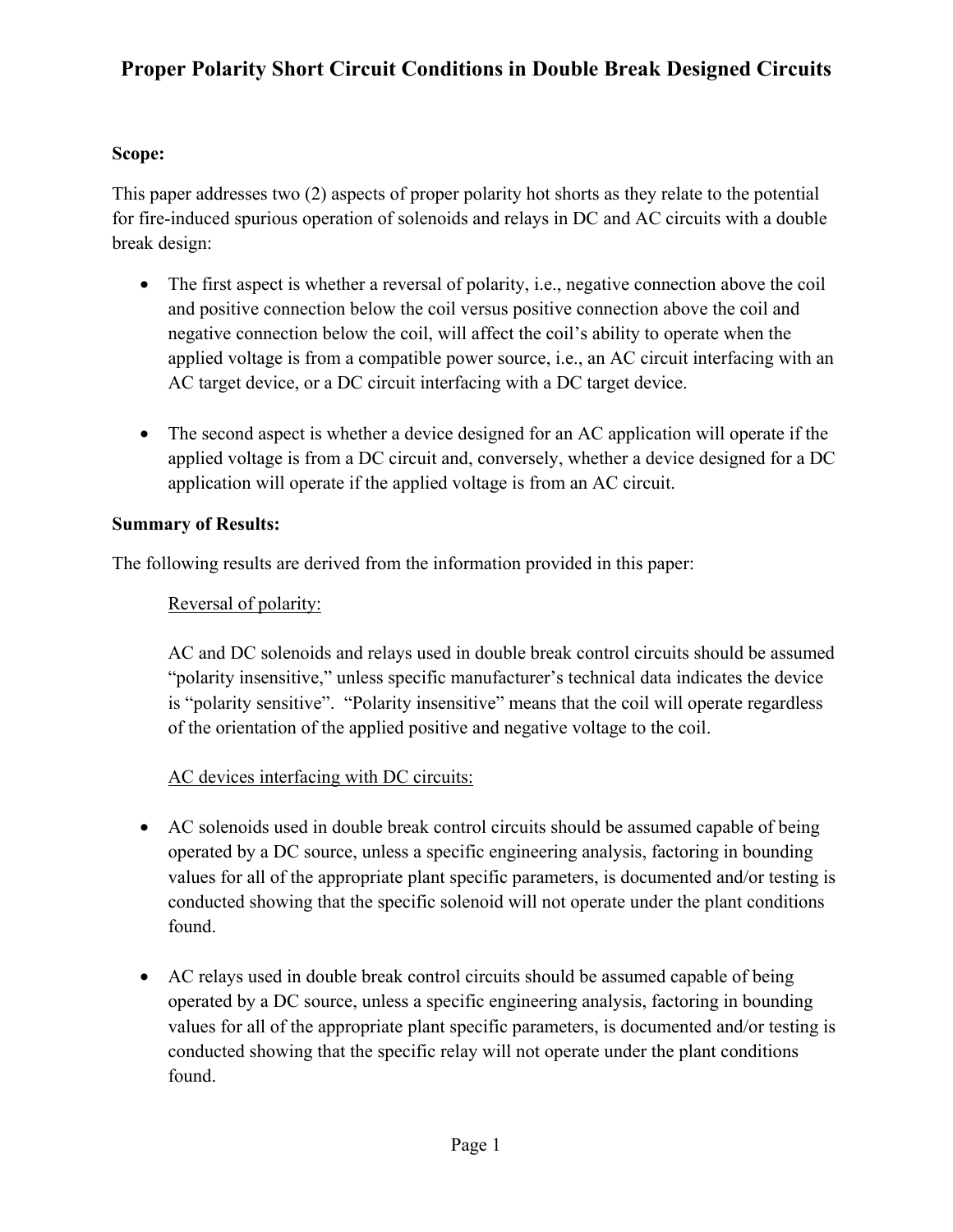# Proper Polarity Short Circuit Conditions in Double Break Designed Circuits

**Scope:**

This paper addresses two (2) aspects of proper polarity hot shorts as they relate to the potential for fire-induced spurious operation of solenoids and relays in DC and AC circuits with a double break design:

- The first aspect is whether a reversal of polarity, i.e., negative connection above the coil and positive connection below the coil versus positive connection above the coil and negative connection below the coil, will affect the coil's ability to operate when the applied voltage is from a compatible power source, i.e., an AC circuit interfacing with an AC target device, or a DC circuit interfacing with a DC target device.

- The second aspect is whether a device designed for an AC application will operate if the applied voltage is from a DC circuit and, conversely, whether a device designed for a DC application will operate if the applied voltage is from an AC circuit.

**Summary of Results:**

The following results are derived from the information provided in this paper:

Reversal of polarity:

AC and DC solenoids and relays used in double break control circuits should be assumed "polarity insensitive," unless specific manufacturer's technical data indicates the device is "polarity sensitive". "Polarity insensitive" means that the coil will operate regardless of the orientation of the applied positive and negative voltage to the coil.

AC devices interfacing with DC circuits:

- AC solenoids used in double break control circuits should be assumed capable of being operated by a DC source, unless a specific engineering analysis, factoring in bounding values for all of the appropriate plant specific parameters, is documented and/or testing is conducted showing that the specific solenoid will not operate under the plant conditions found.

- AC relays used in double break control circuits should be assumed capable of being operated by a DC source, unless a specific engineering analysis, factoring in bounding values for all of the appropriate plant specific parameters, is documented and/or testing is conducted showing that the specific relay will not operate under the plant conditions found.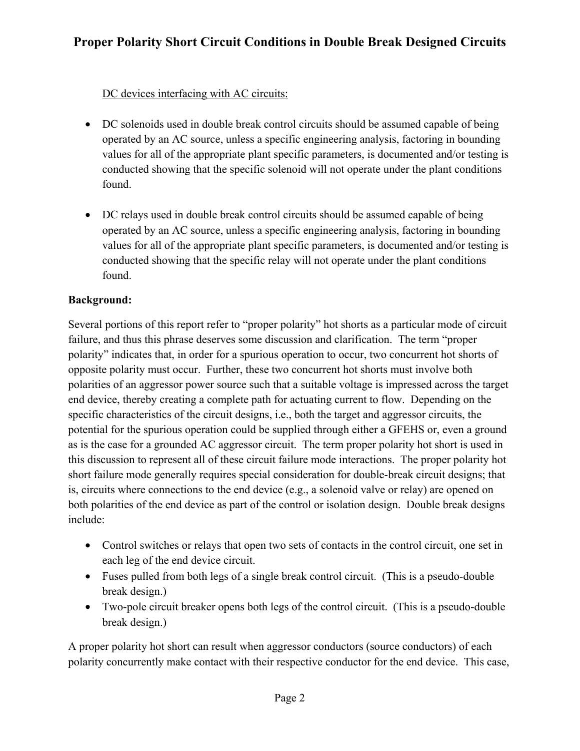DC devices interfacing with AC circuits:

- DC solenoids used in double break control circuits should be assumed capable of being operated by an AC source, unless a specific engineering analysis, factoring in bounding values for all of the appropriate plant specific parameters, is documented and/or testing is conducted showing that the specific solenoid will not operate under the plant conditions found.
- DC relays used in double break control circuits should be assumed capable of being operated by an AC source, unless a specific engineering analysis, factoring in bounding values for all of the appropriate plant specific parameters, is documented and/or testing is conducted showing that the specific relay will not operate under the plant conditions found.

**Background:**

Several portions of this report refer to "proper polarity" hot shorts as a particular mode of circuit failure, and thus this phrase deserves some discussion and clarification. The term "proper polarity" indicates that, in order for a spurious operation to occur, two concurrent hot shorts of opposite polarity must occur. Further, these two concurrent hot shorts must involve both polarities of an aggressor power source such that a suitable voltage is impressed across the target end device, thereby creating a complete path for actuating current to flow. Depending on the specific characteristics of the circuit designs, i.e., both the target and aggressor circuits, the potential for the spurious operation could be supplied through either a GFEHS or, even a ground as is the case for a grounded AC aggressor circuit. The term proper polarity hot short is used in this discussion to represent all of these circuit failure mode interactions. The proper polarity hot short failure mode generally requires special consideration for double-break circuit designs; that is, circuits where connections to the end device (e.g., a solenoid valve or relay) are opened on both polarities of the end device as part of the control or isolation design. Double break designs include:

- Control switches or relays that open two sets of contacts in the control circuit, one set in each leg of the end device circuit.
- Fuses pulled from both legs of a single break control circuit. (This is a pseudo-double break design.)
- Two-pole circuit breaker opens both legs of the control circuit. (This is a pseudo-double break design.)

A proper polarity hot short can result when aggressor conductors (source conductors) of each polarity concurrently make contact with their respective conductor for the end device. This case,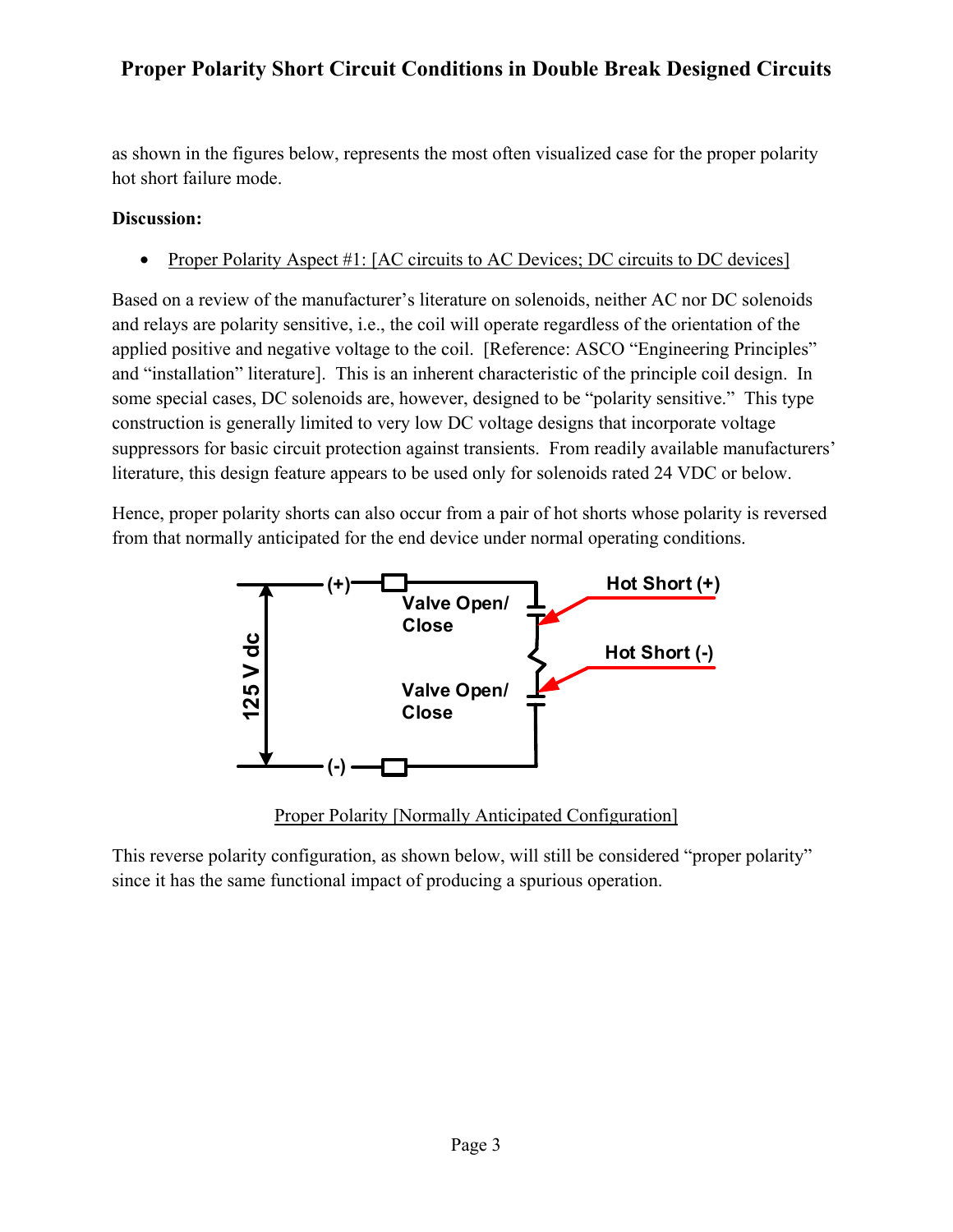as shown in the figures below, represents the most often visualized case for the proper polarity hot short failure mode.

**Discussion:**

- Proper Polarity Aspect #1: [AC circuits to AC Devices; DC circuits to DC devices]

Based on a review of the manufacturer's literature on solenoids, neither AC nor DC solenoids and relays are polarity sensitive, i.e., the coil will operate regardless of the orientation of the applied positive and negative voltage to the coil. [Reference: ASCO "Engineering Principles" and "installation" literature]. This is an inherent characteristic of the principle coil design. In some special cases, DC solenoids are, however, designed to be "polarity sensitive." This type construction is generally limited to very low DC voltage designs that incorporate voltage suppressors for basic circuit protection against transients. From readily available manufacturers' literature, this design feature appears to be used only for solenoids rated 24 VDC or below.

Hence, proper polarity shorts can also occur from a pair of hot shorts whose polarity is reversed from that normally anticipated for the end device under normal operating conditions.

Proper Polarity [Normally Anticipated Configuration]

This reverse polarity configuration, as shown below, will still be considered "proper polarity" since it has the same functional impact of producing a spurious operation.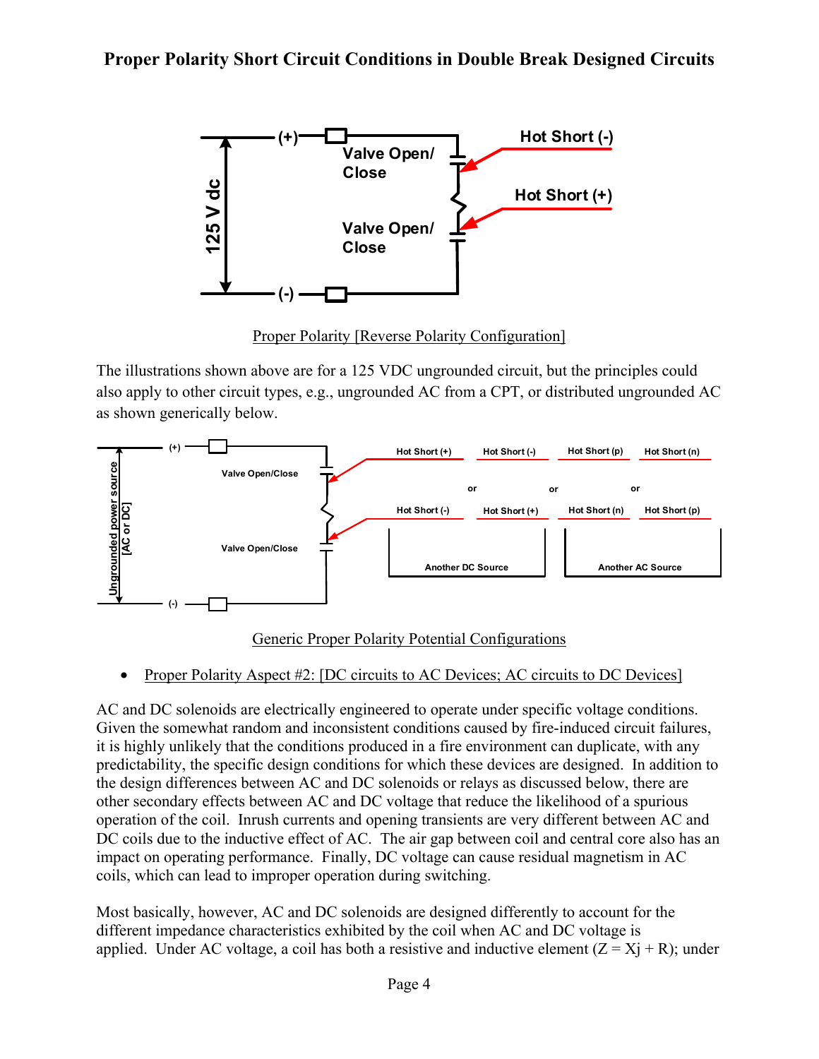## Proper Polarity Short Circuit Conditions in Double Break Designed Circuits

Proper Polarity [Reverse Polarity Configuration]

The illustrations shown above are for a 125 VDC ungrounded circuit, but the principles could also apply to other circuit types, e.g., ungrounded AC from a CPT, or distributed ungrounded AC as shown generically below.

Generic Proper Polarity Potential Configurations

- Proper Polarity Aspect #2: [DC circuits to AC Devices; AC circuits to DC Devices]

AC and DC solenoids are electrically engineered to operate under specific voltage conditions. Given the somewhat random and inconsistent conditions caused by fire-induced circuit failures, it is highly unlikely that the conditions produced in a fire environment can duplicate, with any predictability, the specific design conditions for which these devices are designed. In addition to the design differences between AC and DC solenoids or relays as discussed below, there are other secondary effects between AC and DC voltage that reduce the likelihood of a spurious operation of the coil. Inrush currents and opening transients are very different between AC and DC coils due to the inductive effect of AC. The air gap between coil and central core also has an impact on operating performance. Finally, DC voltage can cause residual magnetism in AC coils, which can lead to improper operation during switching.

Most basically, however, AC and DC solenoids are designed differently to account for the different impedance characteristics exhibited by the coil when AC and DC voltage is applied. Under AC voltage, a coil has both a resistive and inductive element ($Z = Xj + R$); under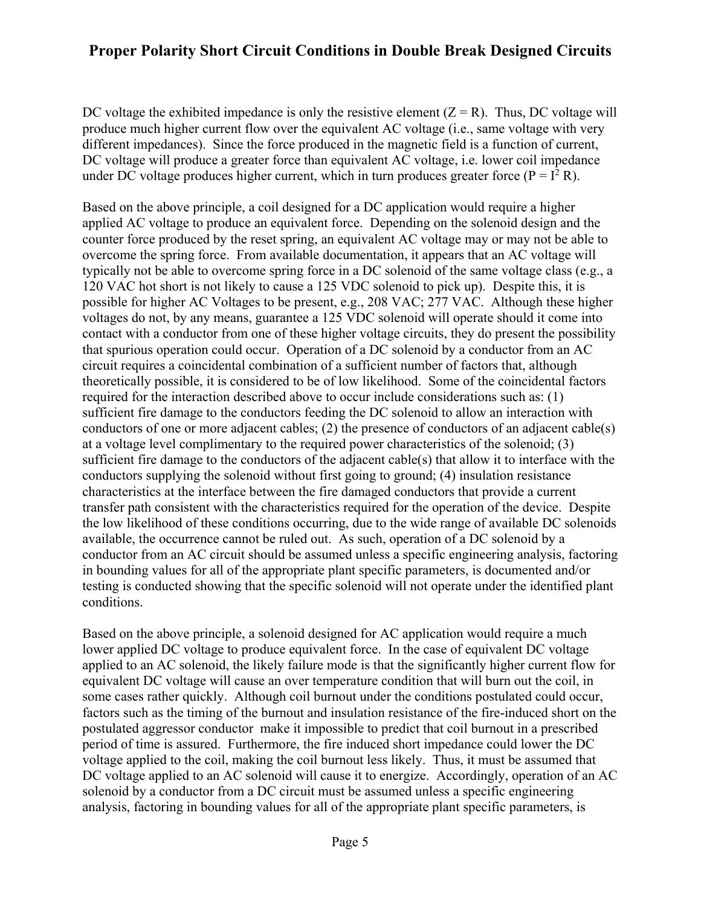DC voltage the exhibited impedance is only the resistive element ($Z = R$). Thus, DC voltage will produce much higher current flow over the equivalent AC voltage (i.e., same voltage with very different impedances). Since the force produced in the magnetic field is a function of current, DC voltage will produce a greater force than equivalent AC voltage, i.e. lower coil impedance under DC voltage produces higher current, which in turn produces greater force ($P = I^2 R$).

Based on the above principle, a coil designed for a DC application would require a higher applied AC voltage to produce an equivalent force. Depending on the solenoid design and the counter force produced by the reset spring, an equivalent AC voltage may or may not be able to overcome the spring force. From available documentation, it appears that an AC voltage will typically not be able to overcome spring force in a DC solenoid of the same voltage class (e.g., a 120 VAC hot short is not likely to cause a 125 VDC solenoid to pick up). Despite this, it is possible for higher AC Voltages to be present, e.g., 208 VAC; 277 VAC. Although these higher voltages do not, by any means, guarantee a 125 VDC solenoid will operate should it come into contact with a conductor from one of these higher voltage circuits, they do present the possibility that spurious operation could occur. Operation of a DC solenoid by a conductor from an AC circuit requires a coincidental combination of a sufficient number of factors that, although theoretically possible, it is considered to be of low likelihood. Some of the coincidental factors required for the interaction described above to occur include considerations such as: (1) sufficient fire damage to the conductors feeding the DC solenoid to allow an interaction with conductors of one or more adjacent cables; (2) the presence of conductors of an adjacent cable(s) at a voltage level complimentary to the required power characteristics of the solenoid; (3) sufficient fire damage to the conductors of the adjacent cable(s) that allow it to interface with the conductors supplying the solenoid without first going to ground; (4) insulation resistance characteristics at the interface between the fire damaged conductors that provide a current transfer path consistent with the characteristics required for the operation of the device. Despite the low likelihood of these conditions occurring, due to the wide range of available DC solenoids available, the occurrence cannot be ruled out. As such, operation of a DC solenoid by a conductor from an AC circuit should be assumed unless a specific engineering analysis, factoring in bounding values for all of the appropriate plant specific parameters, is documented and/or testing is conducted showing that the specific solenoid will not operate under the identified plant conditions.

Based on the above principle, a solenoid designed for AC application would require a much lower applied DC voltage to produce equivalent force. In the case of equivalent DC voltage applied to an AC solenoid, the likely failure mode is that the significantly higher current flow for equivalent DC voltage will cause an over temperature condition that will burn out the coil, in some cases rather quickly. Although coil burnout under the conditions postulated could occur, factors such as the timing of the burnout and insulation resistance of the fire-induced short on the postulated aggressor conductor make it impossible to predict that coil burnout in a prescribed period of time is assured. Furthermore, the fire induced short impedance could lower the DC voltage applied to the coil, making the coil burnout less likely. Thus, it must be assumed that DC voltage applied to an AC solenoid will cause it to energize. Accordingly, operation of an AC solenoid by a conductor from a DC circuit must be assumed unless a specific engineering analysis, factoring in bounding values for all of the appropriate plant specific parameters, is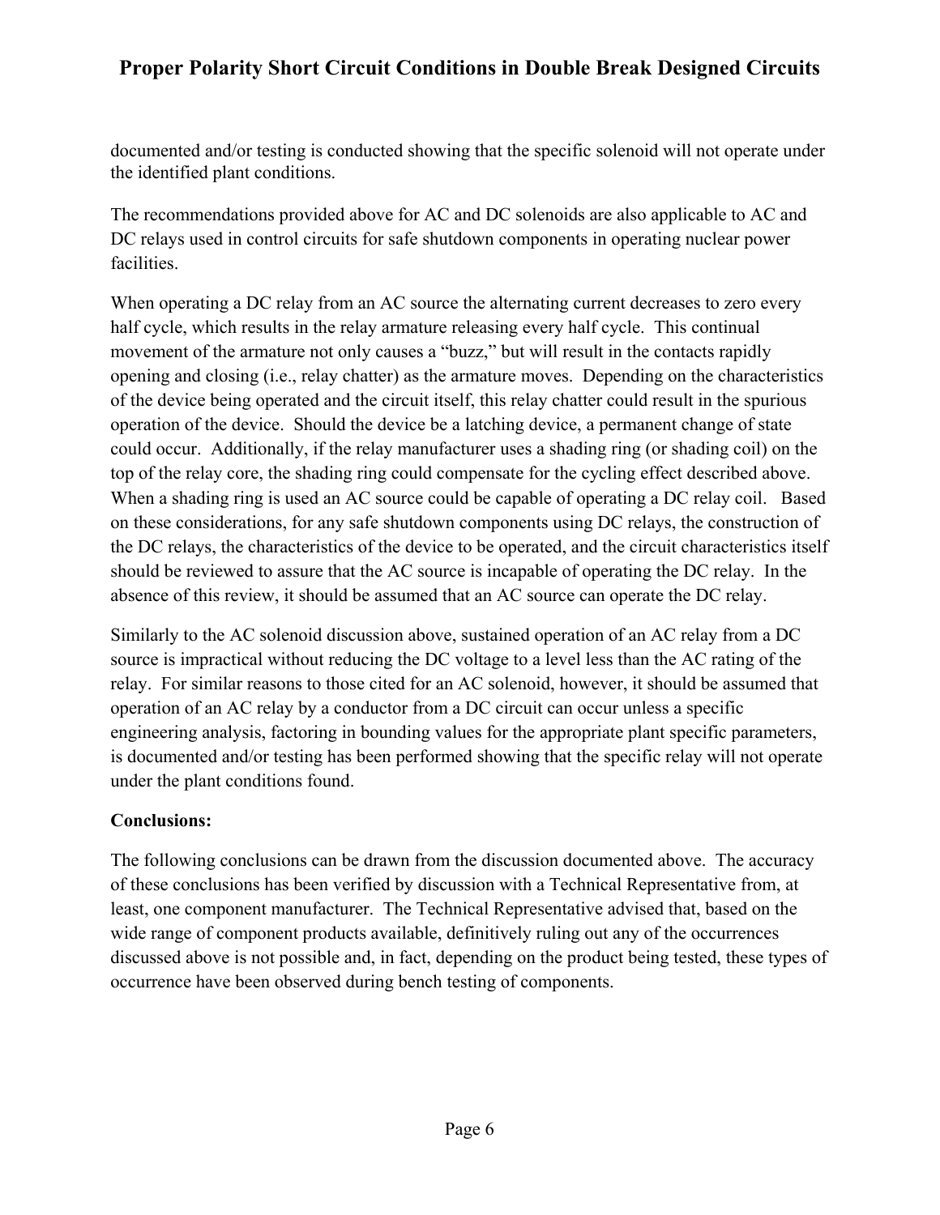documented and/or testing is conducted showing that the specific solenoid will not operate under the identified plant conditions.

The recommendations provided above for AC and DC solenoids are also applicable to AC and DC relays used in control circuits for safe shutdown components in operating nuclear power facilities.

When operating a DC relay from an AC source the alternating current decreases to zero every half cycle, which results in the relay armature releasing every half cycle. This continual movement of the armature not only causes a "buzz," but will result in the contacts rapidly opening and closing (i.e., relay chatter) as the armature moves. Depending on the characteristics of the device being operated and the circuit itself, this relay chatter could result in the spurious operation of the device. Should the device be a latching device, a permanent change of state could occur. Additionally, if the relay manufacturer uses a shading ring (or shading coil) on the top of the relay core, the shading ring could compensate for the cycling effect described above. When a shading ring is used an AC source could be capable of operating a DC relay coil. Based on these considerations, for any safe shutdown components using DC relays, the construction of the DC relays, the characteristics of the device to be operated, and the circuit characteristics itself should be reviewed to assure that the AC source is incapable of operating the DC relay. In the absence of this review, it should be assumed that an AC source can operate the DC relay.

Similarly to the AC solenoid discussion above, sustained operation of an AC relay from a DC source is impractical without reducing the DC voltage to a level less than the AC rating of the relay. For similar reasons to those cited for an AC solenoid, however, it should be assumed that operation of an AC relay by a conductor from a DC circuit can occur unless a specific engineering analysis, factoring in bounding values for the appropriate plant specific parameters, is documented and/or testing has been performed showing that the specific relay will not operate under the plant conditions found.

**Conclusions:**

The following conclusions can be drawn from the discussion documented above. The accuracy of these conclusions has been verified by discussion with a Technical Representative from, at least, one component manufacturer. The Technical Representative advised that, based on the wide range of component products available, definitively ruling out any of the occurrences discussed above is not possible and, in fact, depending on the product being tested, these types of occurrence have been observed during bench testing of components.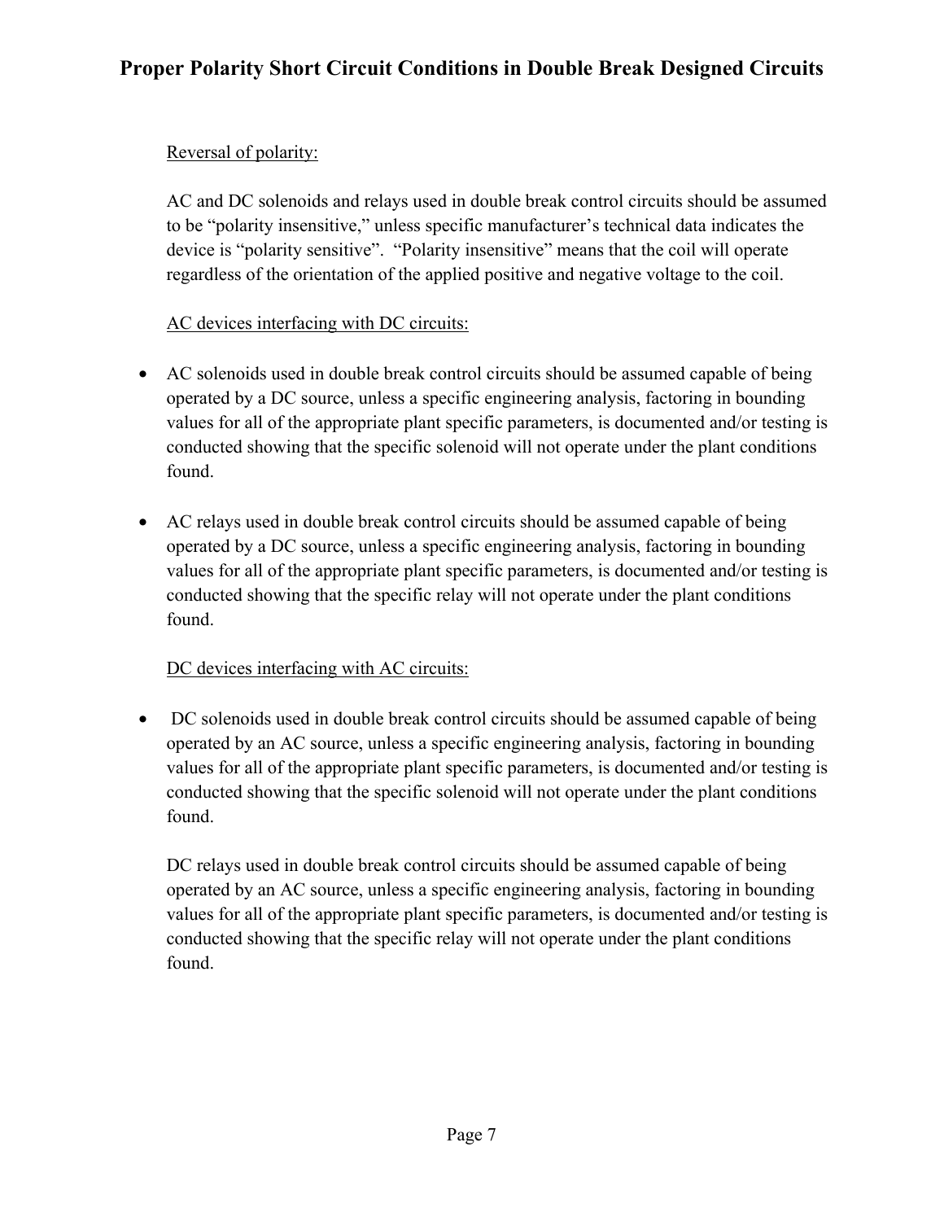Reversal of polarity:

AC and DC solenoids and relays used in double break control circuits should be assumed to be "polarity insensitive," unless specific manufacturer's technical data indicates the device is "polarity sensitive". "Polarity insensitive" means that the coil will operate regardless of the orientation of the applied positive and negative voltage to the coil.

AC devices interfacing with DC circuits:

- AC solenoids used in double break control circuits should be assumed capable of being operated by a DC source, unless a specific engineering analysis, factoring in bounding values for all of the appropriate plant specific parameters, is documented and/or testing is conducted showing that the specific solenoid will not operate under the plant conditions found.

- AC relays used in double break control circuits should be assumed capable of being operated by a DC source, unless a specific engineering analysis, factoring in bounding values for all of the appropriate plant specific parameters, is documented and/or testing is conducted showing that the specific relay will not operate under the plant conditions found.

DC devices interfacing with AC circuits:

- DC solenoids used in double break control circuits should be assumed capable of being operated by an AC source, unless a specific engineering analysis, factoring in bounding values for all of the appropriate plant specific parameters, is documented and/or testing is conducted showing that the specific solenoid will not operate under the plant conditions found.

  DC relays used in double break control circuits should be assumed capable of being operated by an AC source, unless a specific engineering analysis, factoring in bounding values for all of the appropriate plant specific parameters, is documented and/or testing is conducted showing that the specific relay will not operate under the plant conditions found.